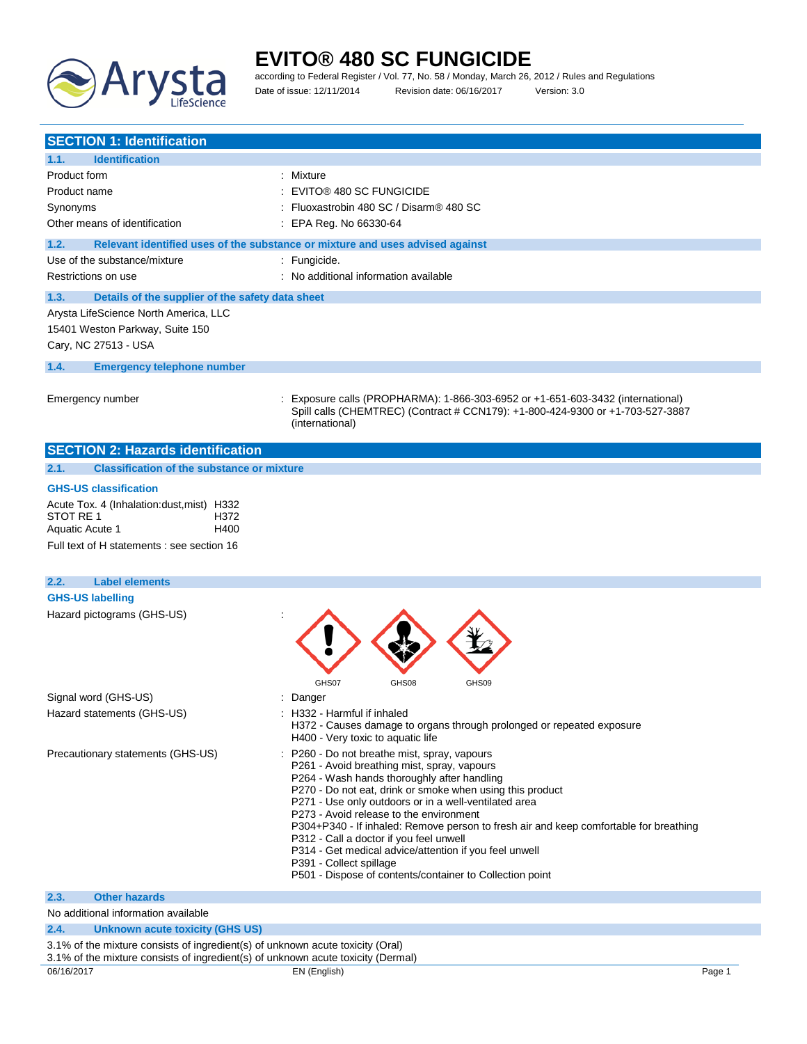# EVITO® 480 SC FUNGICIDE

according to Federal Register / Vol. 77, No. 58 / Monday, March 26, 2012 / Rules and Regulations

Date of issue: 12/11/2014 Revision date: 06/16/2017 Version: 3.0

## SECTION 1: Identification

### 1.1. Identification

| | |
|---|---|
| Product form | : Mixture |
| Product name | : EVITO® 480 SC FUNGICIDE |
| Synonyms | : Fluoxastrobin 480 SC / Disarm® 480 SC |
| Other means of identification | : EPA Reg. No 66330-64 |

### 1.2. Relevant identified uses of the substance or mixture and uses advised against

| | |
|---|---|
| Use of the substance/mixture | : Fungicide. |
| Restrictions on use | : No additional information available |

### 1.3. Details of the supplier of the safety data sheet

Arysta LifeScience North America, LLC
15401 Weston Parkway, Suite 150
Cary, NC 27513 - USA

### 1.4. Emergency telephone number

Emergency number : Exposure calls (PROPHARMA): 1-866-303-6952 or +1-651-603-3432 (international)
Spill calls (CHEMTREC) (Contract # CCN179): +1-800-424-9300 or +1-703-527-3887 (international)

## SECTION 2: Hazards identification

### 2.1. Classification of the substance or mixture

**GHS-US classification**

| | |
|---|---|
| Acute Tox. 4 (Inhalation:dust,mist) | H332 |
| STOT RE 1 | H372 |
| Aquatic Acute 1 | H400 |

Full text of H statements : see section 16

### 2.2. Label elements

**GHS-US labelling**

Hazard pictograms (GHS-US) : GHS07 GHS08 GHS09

Signal word (GHS-US) : Danger

Hazard statements (GHS-US) :
H332 - Harmful if inhaled
H372 - Causes damage to organs through prolonged or repeated exposure
H400 - Very toxic to aquatic life

Precautionary statements (GHS-US) :
P260 - Do not breathe mist, spray, vapours
P261 - Avoid breathing mist, spray, vapours
P264 - Wash hands thoroughly after handling
P270 - Do not eat, drink or smoke when using this product
P271 - Use only outdoors or in a well-ventilated area
P273 - Avoid release to the environment
P304+P340 - If inhaled: Remove person to fresh air and keep comfortable for breathing
P312 - Call a doctor if you feel unwell
P314 - Get medical advice/attention if you feel unwell
P391 - Collect spillage
P501 - Dispose of contents/container to Collection point

### 2.3. Other hazards

No additional information available

### 2.4. Unknown acute toxicity (GHS US)

3.1% of the mixture consists of ingredient(s) of unknown acute toxicity (Oral)
3.1% of the mixture consists of ingredient(s) of unknown acute toxicity (Dermal)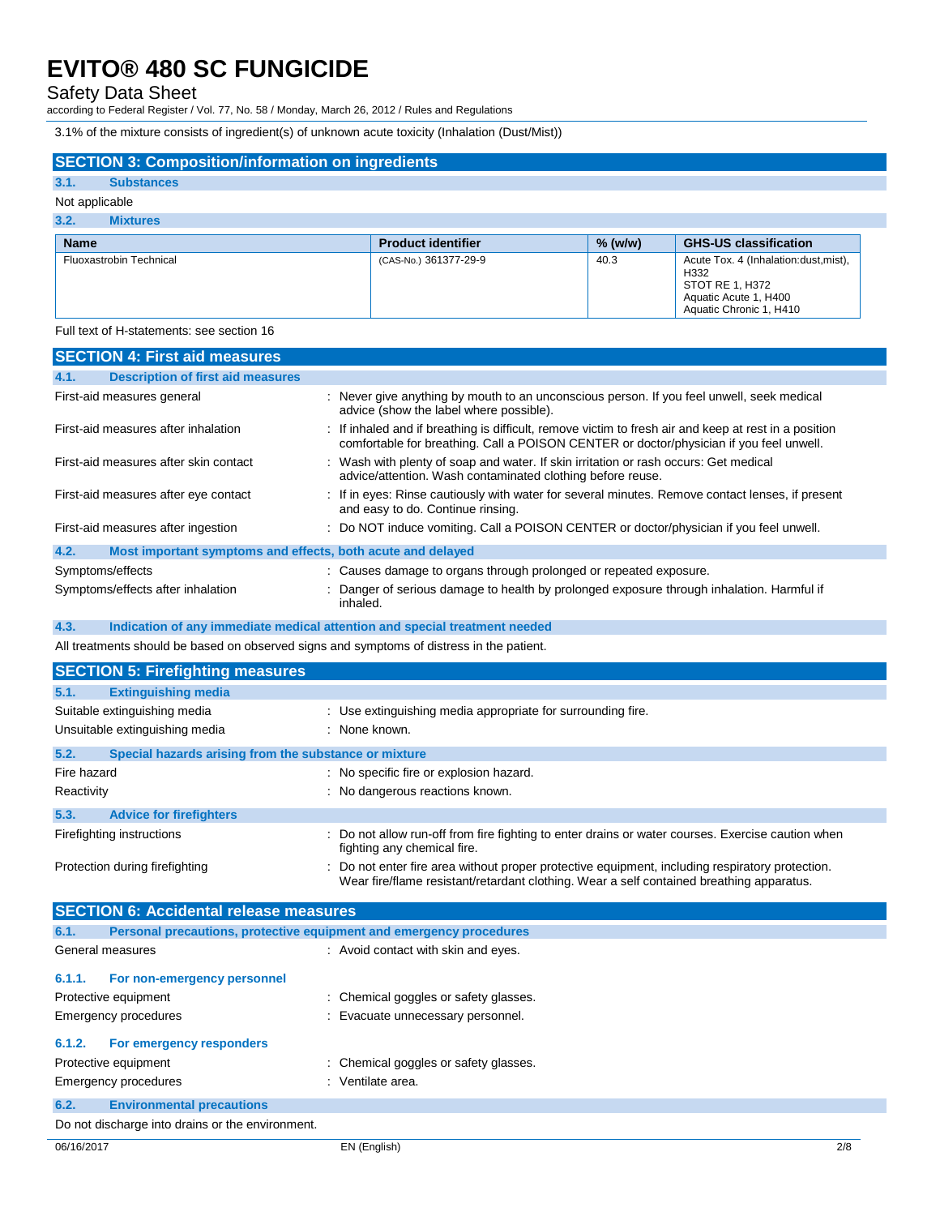3.1% of the mixture consists of ingredient(s) of unknown acute toxicity (Inhalation (Dust/Mist))

## SECTION 3: Composition/information on ingredients

### 3.1. Substances

Not applicable

### 3.2. Mixtures

| Name | Product identifier | % (w/w) | GHS-US classification |
|---|---|---|---|
| Fluoxastrobin Technical | (CAS-No.) 361377-29-9 | 40.3 | Acute Tox. 4 (Inhalation:dust,mist), H332<br>STOT RE 1, H372<br>Aquatic Acute 1, H400<br>Aquatic Chronic 1, H410 |

Full text of H-statements: see section 16

## SECTION 4: First aid measures

### 4.1. Description of first aid measures

First-aid measures general : Never give anything by mouth to an unconscious person. If you feel unwell, seek medical advice (show the label where possible).

First-aid measures after inhalation : If inhaled and if breathing is difficult, remove victim to fresh air and keep at rest in a position comfortable for breathing. Call a POISON CENTER or doctor/physician if you feel unwell.

First-aid measures after skin contact : Wash with plenty of soap and water. If skin irritation or rash occurs: Get medical advice/attention. Wash contaminated clothing before reuse.

First-aid measures after eye contact : If in eyes: Rinse cautiously with water for several minutes. Remove contact lenses, if present and easy to do. Continue rinsing.

First-aid measures after ingestion : Do NOT induce vomiting. Call a POISON CENTER or doctor/physician if you feel unwell.

### 4.2. Most important symptoms and effects, both acute and delayed

Symptoms/effects : Causes damage to organs through prolonged or repeated exposure.

Symptoms/effects after inhalation : Danger of serious damage to health by prolonged exposure through inhalation. Harmful if inhaled.

### 4.3. Indication of any immediate medical attention and special treatment needed

All treatments should be based on observed signs and symptoms of distress in the patient.

## SECTION 5: Firefighting measures

### 5.1. Extinguishing media

Suitable extinguishing media : Use extinguishing media appropriate for surrounding fire.

Unsuitable extinguishing media : None known.

### 5.2. Special hazards arising from the substance or mixture

Fire hazard : No specific fire or explosion hazard.

Reactivity : No dangerous reactions known.

### 5.3. Advice for firefighters

Firefighting instructions : Do not allow run-off from fire fighting to enter drains or water courses. Exercise caution when fighting any chemical fire.

Protection during firefighting : Do not enter fire area without proper protective equipment, including respiratory protection. Wear fire/flame resistant/retardant clothing. Wear a self contained breathing apparatus.

## SECTION 6: Accidental release measures

### 6.1. Personal precautions, protective equipment and emergency procedures

General measures : Avoid contact with skin and eyes.

#### 6.1.1. For non-emergency personnel

Protective equipment : Chemical goggles or safety glasses.

Emergency procedures : Evacuate unnecessary personnel.

#### 6.1.2. For emergency responders

Protective equipment : Chemical goggles or safety glasses.

Emergency procedures : Ventilate area.

### 6.2. Environmental precautions

Do not discharge into drains or the environment.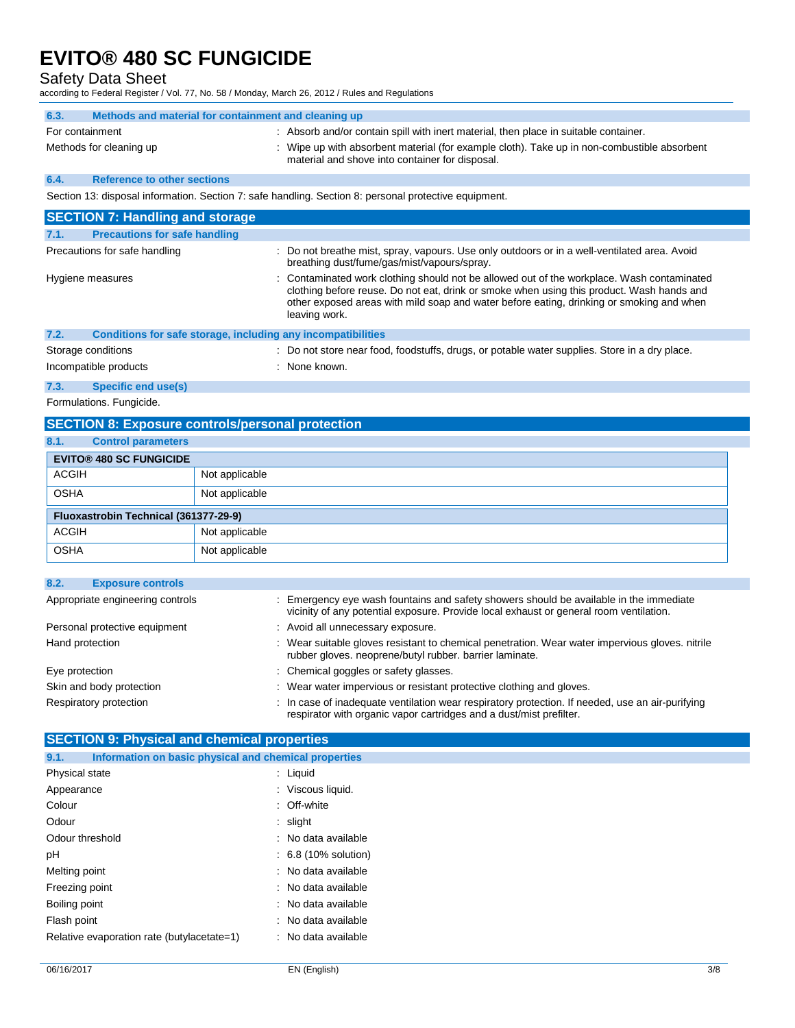### 6.3. Methods and material for containment and cleaning up

| | |
|---|---|
| For containment | : Absorb and/or contain spill with inert material, then place in suitable container. |
| Methods for cleaning up | : Wipe up with absorbent material (for example cloth). Take up in non-combustible absorbent material and shove into container for disposal. |

### 6.4. Reference to other sections

Section 13: disposal information. Section 7: safe handling. Section 8: personal protective equipment.

## SECTION 7: Handling and storage

### 7.1. Precautions for safe handling

| | |
|---|---|
| Precautions for safe handling | : Do not breathe mist, spray, vapours. Use only outdoors or in a well-ventilated area. Avoid breathing dust/fume/gas/mist/vapours/spray. |
| Hygiene measures | : Contaminated work clothing should not be allowed out of the workplace. Wash contaminated clothing before reuse. Do not eat, drink or smoke when using this product. Wash hands and other exposed areas with mild soap and water before eating, drinking or smoking and when leaving work. |

### 7.2. Conditions for safe storage, including any incompatibilities

| | |
|---|---|
| Storage conditions | : Do not store near food, foodstuffs, drugs, or potable water supplies. Store in a dry place. |
| Incompatible products | : None known. |

### 7.3. Specific end use(s)

Formulations. Fungicide.

## SECTION 8: Exposure controls/personal protection

### 8.1. Control parameters

| EVITO® 480 SC FUNGICIDE | |
|---|---|
| ACGIH | Not applicable |
| OSHA | Not applicable |

| Fluoxastrobin Technical (361377-29-9) | |
|---|---|
| ACGIH | Not applicable |
| OSHA | Not applicable |

### 8.2. Exposure controls

| | |
|---|---|
| Appropriate engineering controls | : Emergency eye wash fountains and safety showers should be available in the immediate vicinity of any potential exposure. Provide local exhaust or general room ventilation. |
| Personal protective equipment | : Avoid all unnecessary exposure. |
| Hand protection | : Wear suitable gloves resistant to chemical penetration. Wear water impervious gloves. nitrile rubber gloves. neoprene/butyl rubber. barrier laminate. |
| Eye protection | : Chemical goggles or safety glasses. |
| Skin and body protection | : Wear water impervious or resistant protective clothing and gloves. |
| Respiratory protection | : In case of inadequate ventilation wear respiratory protection. If needed, use an air-purifying respirator with organic vapor cartridges and a dust/mist prefilter. |

## SECTION 9: Physical and chemical properties

### 9.1. Information on basic physical and chemical properties

| | |
|---|---|
| Physical state | : Liquid |
| Appearance | : Viscous liquid. |
| Colour | : Off-white |
| Odour | : slight |
| Odour threshold | : No data available |
| pH | : 6.8 (10% solution) |
| Melting point | : No data available |
| Freezing point | : No data available |
| Boiling point | : No data available |
| Flash point | : No data available |
| Relative evaporation rate (butylacetate=1) | : No data available |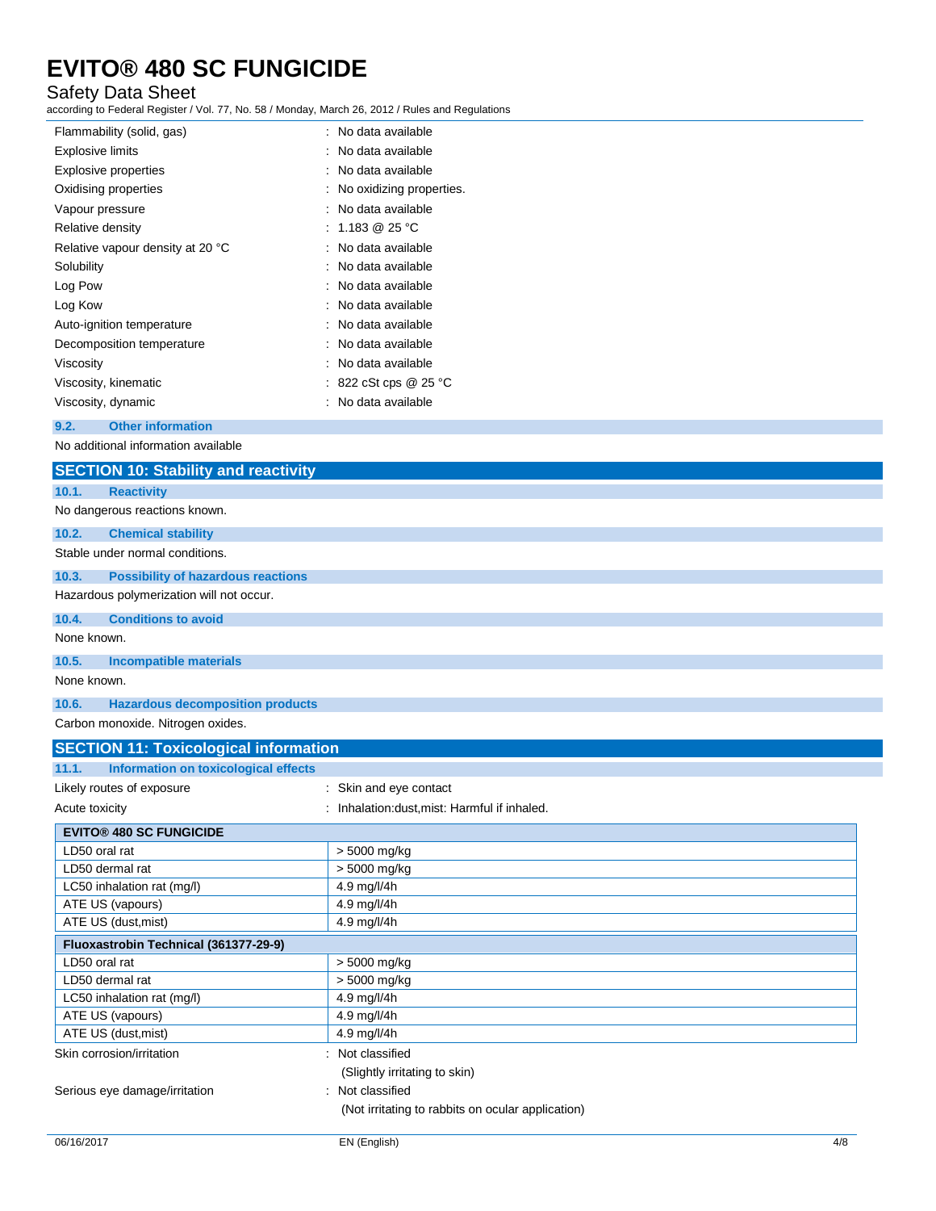| | |
|---|---|
| Flammability (solid, gas) | : No data available |
| Explosive limits | : No data available |
| Explosive properties | : No data available |
| Oxidising properties | : No oxidizing properties. |
| Vapour pressure | : No data available |
| Relative density | : 1.183 @ 25 °C |
| Relative vapour density at 20 °C | : No data available |
| Solubility | : No data available |
| Log Pow | : No data available |
| Log Kow | : No data available |
| Auto-ignition temperature | : No data available |
| Decomposition temperature | : No data available |
| Viscosity | : No data available |
| Viscosity, kinematic | : 822 cSt cps @ 25 °C |
| Viscosity, dynamic | : No data available |

### 9.2. Other information

No additional information available

## SECTION 10: Stability and reactivity

### 10.1. Reactivity

No dangerous reactions known.

### 10.2. Chemical stability

Stable under normal conditions.

### 10.3. Possibility of hazardous reactions

Hazardous polymerization will not occur.

### 10.4. Conditions to avoid

None known.

### 10.5. Incompatible materials

None known.

### 10.6. Hazardous decomposition products

Carbon monoxide. Nitrogen oxides.

## SECTION 11: Toxicological information

### 11.1. Information on toxicological effects

Likely routes of exposure : Skin and eye contact

Acute toxicity : Inhalation:dust,mist: Harmful if inhaled.

| **EVITO® 480 SC FUNGICIDE** | |
|---|---|
| LD50 oral rat | > 5000 mg/kg |
| LD50 dermal rat | > 5000 mg/kg |
| LC50 inhalation rat (mg/l) | 4.9 mg/l/4h |
| ATE US (vapours) | 4.9 mg/l/4h |
| ATE US (dust,mist) | 4.9 mg/l/4h |

| **Fluoxastrobin Technical (361377-29-9)** | |
|---|---|
| LD50 oral rat | > 5000 mg/kg |
| LD50 dermal rat | > 5000 mg/kg |
| LC50 inhalation rat (mg/l) | 4.9 mg/l/4h |
| ATE US (vapours) | 4.9 mg/l/4h |
| ATE US (dust,mist) | 4.9 mg/l/4h |

Skin corrosion/irritation : Not classified
(Slightly irritating to skin)

Serious eye damage/irritation : Not classified
(Not irritating to rabbits on ocular application)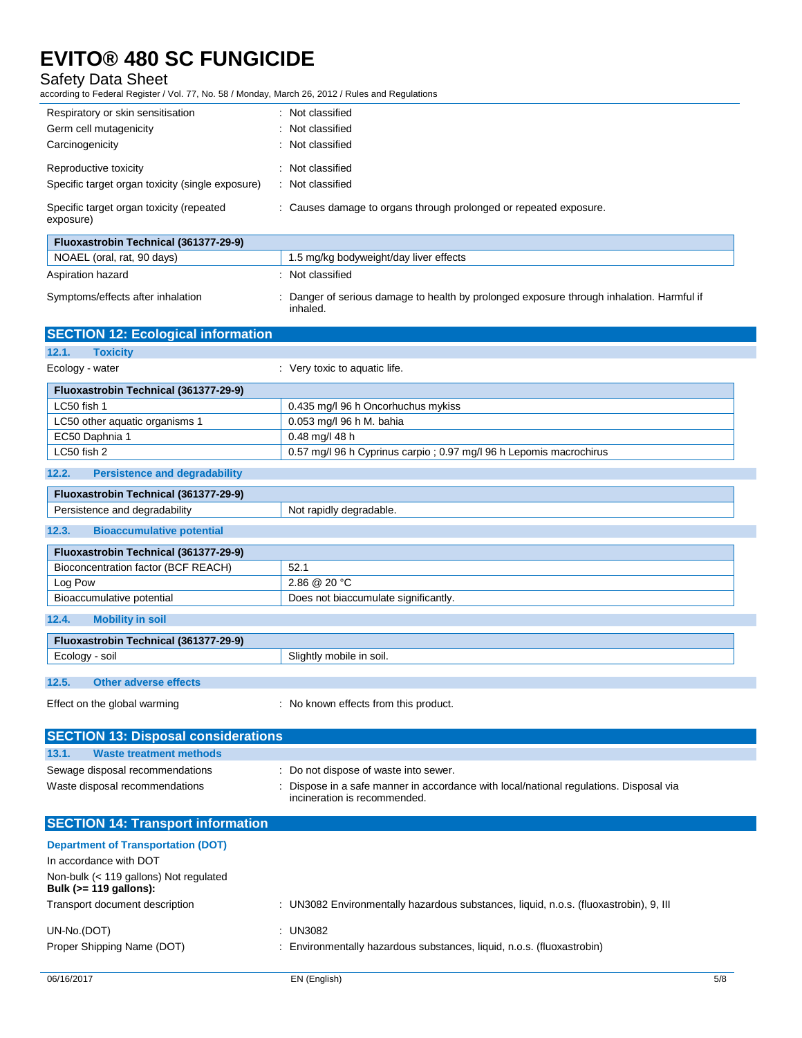| | |
|---|---|
| Respiratory or skin sensitisation | : Not classified |
| Germ cell mutagenicity | : Not classified |
| Carcinogenicity | : Not classified |
| Reproductive toxicity | : Not classified |
| Specific target organ toxicity (single exposure) | : Not classified |
| Specific target organ toxicity (repeated exposure) | : Causes damage to organs through prolonged or repeated exposure. |

| Fluoxastrobin Technical (361377-29-9) | |
|---|---|
| NOAEL (oral, rat, 90 days) | 1.5 mg/kg bodyweight/day liver effects |

| | |
|---|---|
| Aspiration hazard | : Not classified |
| Symptoms/effects after inhalation | : Danger of serious damage to health by prolonged exposure through inhalation. Harmful if inhaled. |

## SECTION 12: Ecological information

### 12.1. Toxicity

Ecology - water : Very toxic to aquatic life.

| Fluoxastrobin Technical (361377-29-9) | |
|---|---|
| LC50 fish 1 | 0.435 mg/l 96 h Oncorhuchus mykiss |
| LC50 other aquatic organisms 1 | 0.053 mg/l 96 h M. bahia |
| EC50 Daphnia 1 | 0.48 mg/l 48 h |
| LC50 fish 2 | 0.57 mg/l 96 h Cyprinus carpio ; 0.97 mg/l 96 h Lepomis macrochirus |

### 12.2. Persistence and degradability

| Fluoxastrobin Technical (361377-29-9) | |
|---|---|
| Persistence and degradability | Not rapidly degradable. |

### 12.3. Bioaccumulative potential

| Fluoxastrobin Technical (361377-29-9) | |
|---|---|
| Bioconcentration factor (BCF REACH) | 52.1 |
| Log Pow | 2.86 @ 20 °C |
| Bioaccumulative potential | Does not biaccumulate significantly. |

### 12.4. Mobility in soil

| Fluoxastrobin Technical (361377-29-9) | |
|---|---|
| Ecology - soil | Slightly mobile in soil. |

### 12.5. Other adverse effects

Effect on the global warming : No known effects from this product.

## SECTION 13: Disposal considerations

### 13.1. Waste treatment methods

| | |
|---|---|
| Sewage disposal recommendations | : Do not dispose of waste into sewer. |
| Waste disposal recommendations | : Dispose in a safe manner in accordance with local/national regulations. Disposal via incineration is recommended. |

## SECTION 14: Transport information

### Department of Transportation (DOT)

In accordance with DOT

Non-bulk (< 119 gallons) Not regulated

**Bulk (>= 119 gallons):**

| | |
|---|---|
| Transport document description | : UN3082 Environmentally hazardous substances, liquid, n.o.s. (fluoxastrobin), 9, III |
| UN-No.(DOT) | : UN3082 |
| Proper Shipping Name (DOT) | : Environmentally hazardous substances, liquid, n.o.s. (fluoxastrobin) |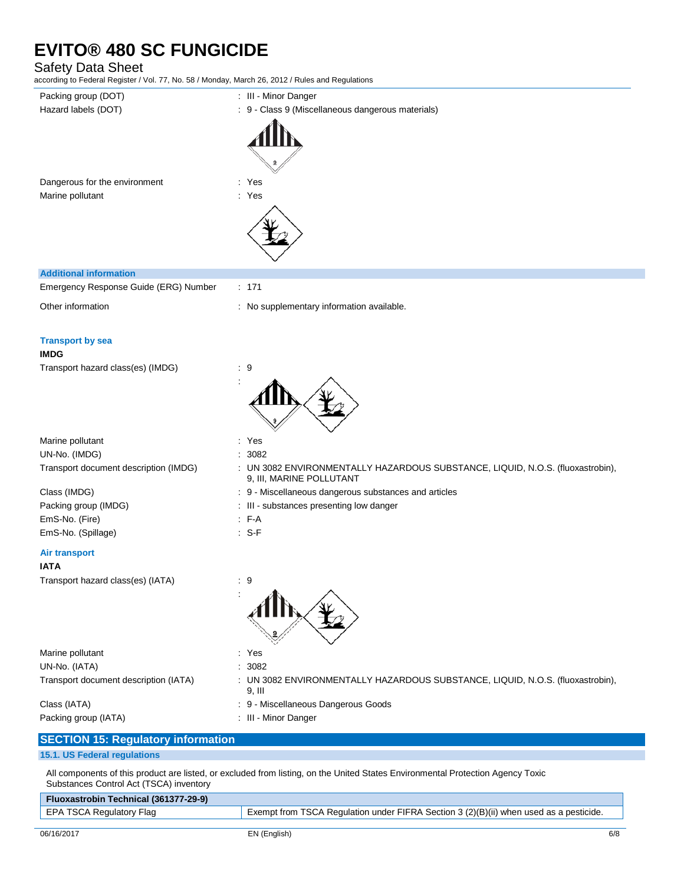Packing group (DOT) : III - Minor Danger

Hazard labels (DOT) : 9 - Class 9 (Miscellaneous dangerous materials)

Dangerous for the environment : Yes

Marine pollutant : Yes

### Additional information

Emergency Response Guide (ERG) Number : 171

Other information : No supplementary information available.

### Transport by sea

**IMDG**

Transport hazard class(es) (IMDG) : 9

Marine pollutant : Yes

UN-No. (IMDG) : 3082

Transport document description (IMDG) : UN 3082 ENVIRONMENTALLY HAZARDOUS SUBSTANCE, LIQUID, N.O.S. (fluoxastrobin), 9, III, MARINE POLLUTANT

Class (IMDG) : 9 - Miscellaneous dangerous substances and articles

Packing group (IMDG) : III - substances presenting low danger

EmS-No. (Fire) : F-A

EmS-No. (Spillage) : S-F

### Air transport

**IATA**

Transport hazard class(es) (IATA) : 9

Marine pollutant : Yes

UN-No. (IATA) : 3082

Transport document description (IATA) : UN 3082 ENVIRONMENTALLY HAZARDOUS SUBSTANCE, LIQUID, N.O.S. (fluoxastrobin), 9, III

Class (IATA) : 9 - Miscellaneous Dangerous Goods

Packing group (IATA) : III - Minor Danger

## SECTION 15: Regulatory information

### 15.1. US Federal regulations

All components of this product are listed, or excluded from listing, on the United States Environmental Protection Agency Toxic Substances Control Act (TSCA) inventory

| Fluoxastrobin Technical (361377-29-9) | |
|---|---|
| EPA TSCA Regulatory Flag | Exempt from TSCA Regulation under FIFRA Section 3 (2)(B)(ii) when used as a pesticide. |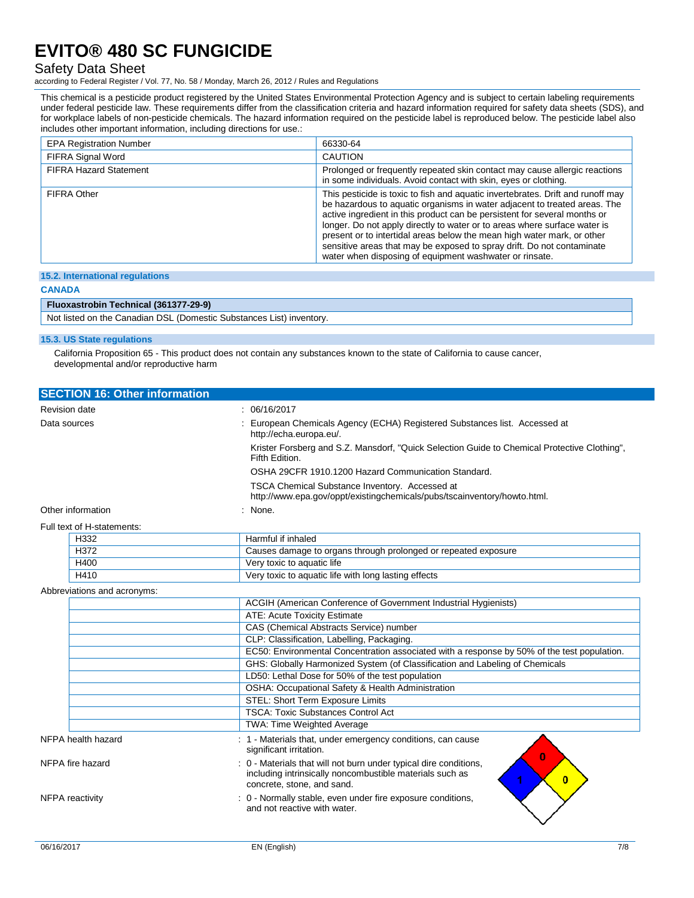This chemical is a pesticide product registered by the United States Environmental Protection Agency and is subject to certain labeling requirements under federal pesticide law. These requirements differ from the classification criteria and hazard information required for safety data sheets (SDS), and for workplace labels of non-pesticide chemicals. The hazard information required on the pesticide label is reproduced below. The pesticide label also includes other important information, including directions for use.:

| | |
|---|---|
| EPA Registration Number | 66330-64 |
| FIFRA Signal Word | CAUTION |
| FIFRA Hazard Statement | Prolonged or frequently repeated skin contact may cause allergic reactions in some individuals. Avoid contact with skin, eyes or clothing. |
| FIFRA Other | This pesticide is toxic to fish and aquatic invertebrates. Drift and runoff may be hazardous to aquatic organisms in water adjacent to treated areas. The active ingredient in this product can be persistent for several months or longer. Do not apply directly to water or to areas where surface water is present or to intertidal areas below the mean high water mark, or other sensitive areas that may be exposed to spray drift. Do not contaminate water when disposing of equipment washwater or rinsate. |

### 15.2. International regulations

**CANADA**

| Fluoxastrobin Technical (361377-29-9) |
|---|
| Not listed on the Canadian DSL (Domestic Substances List) inventory. |

### 15.3. US State regulations

California Proposition 65 - This product does not contain any substances known to the state of California to cause cancer, developmental and/or reproductive harm

## SECTION 16: Other information

Revision date : 06/16/2017

Data sources : European Chemicals Agency (ECHA) Registered Substances list. Accessed at http://echa.europa.eu/.

Krister Forsberg and S.Z. Mansdorf, "Quick Selection Guide to Chemical Protective Clothing", Fifth Edition.

OSHA 29CFR 1910.1200 Hazard Communication Standard.

TSCA Chemical Substance Inventory. Accessed at http://www.epa.gov/oppt/existingchemicals/pubs/tscainventory/howto.html.

Other information : None.

Full text of H-statements:

| | |
|---|---|
| H332 | Harmful if inhaled |
| H372 | Causes damage to organs through prolonged or repeated exposure |
| H400 | Very toxic to aquatic life |
| H410 | Very toxic to aquatic life with long lasting effects |

Abbreviations and acronyms:

| | |
|---|---|
| | ACGIH (American Conference of Government Industrial Hygienists) |
| | ATE: Acute Toxicity Estimate |
| | CAS (Chemical Abstracts Service) number |
| | CLP: Classification, Labelling, Packaging. |
| | EC50: Environmental Concentration associated with a response by 50% of the test population. |
| | GHS: Globally Harmonized System (of Classification and Labeling of Chemicals |
| | LD50: Lethal Dose for 50% of the test population |
| | OSHA: Occupational Safety & Health Administration |
| | STEL: Short Term Exposure Limits |
| | TSCA: Toxic Substances Control Act |
| | TWA: Time Weighted Average |

NFPA health hazard : 1 - Materials that, under emergency conditions, can cause significant irritation.

NFPA fire hazard : 0 - Materials that will not burn under typical dire conditions, including intrinsically noncombustible materials such as concrete, stone, and sand.

NFPA reactivity : 0 - Normally stable, even under fire exposure conditions, and not reactive with water.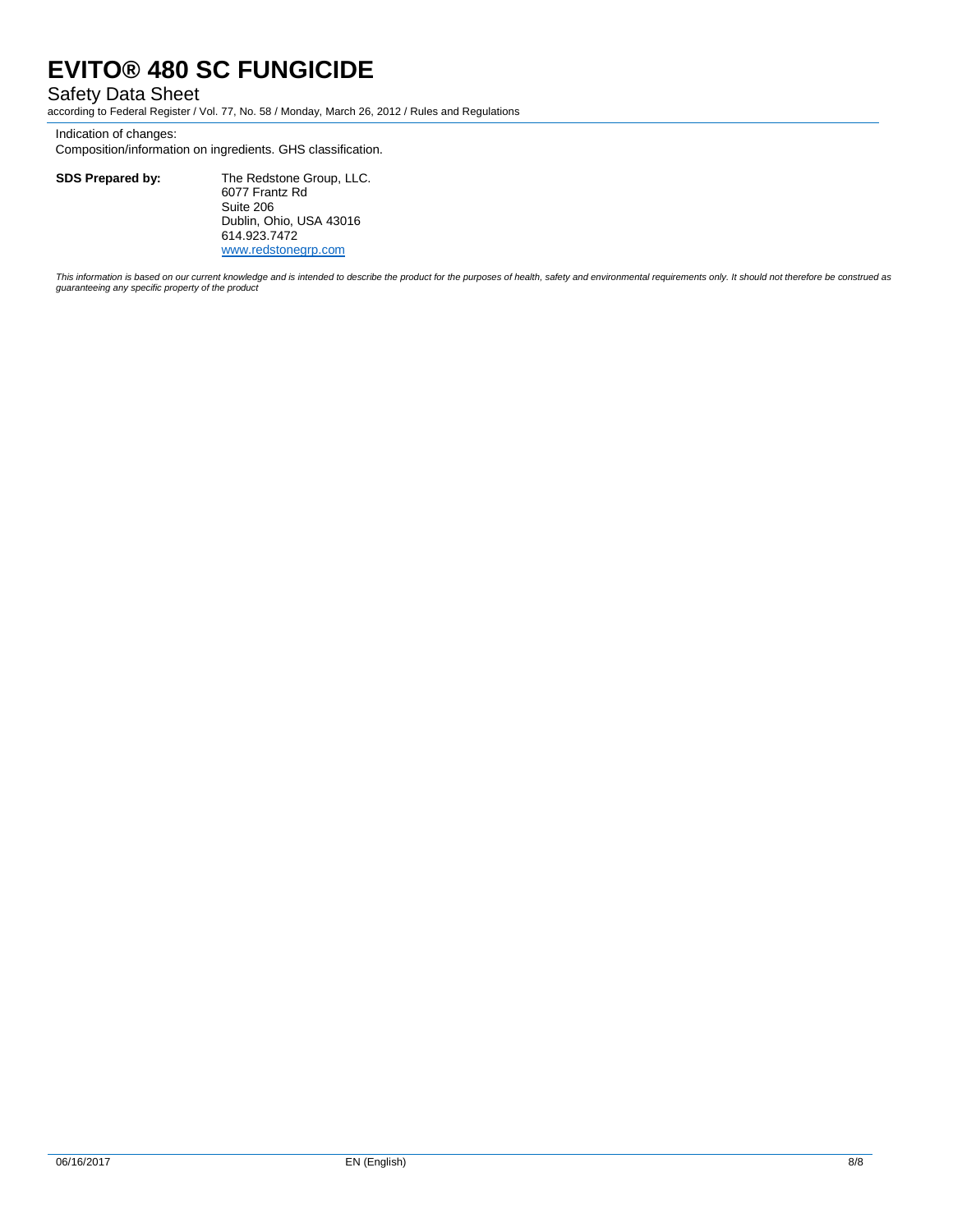Indication of changes:

Composition/information on ingredients. GHS classification.

**SDS Prepared by:** The Redstone Group, LLC.
6077 Frantz Rd
Suite 206
Dublin, Ohio, USA 43016
614.923.7472
www.redstonegrp.com

*This information is based on our current knowledge and is intended to describe the product for the purposes of health, safety and environmental requirements only. It should not therefore be construed as guaranteeing any specific property of the product*